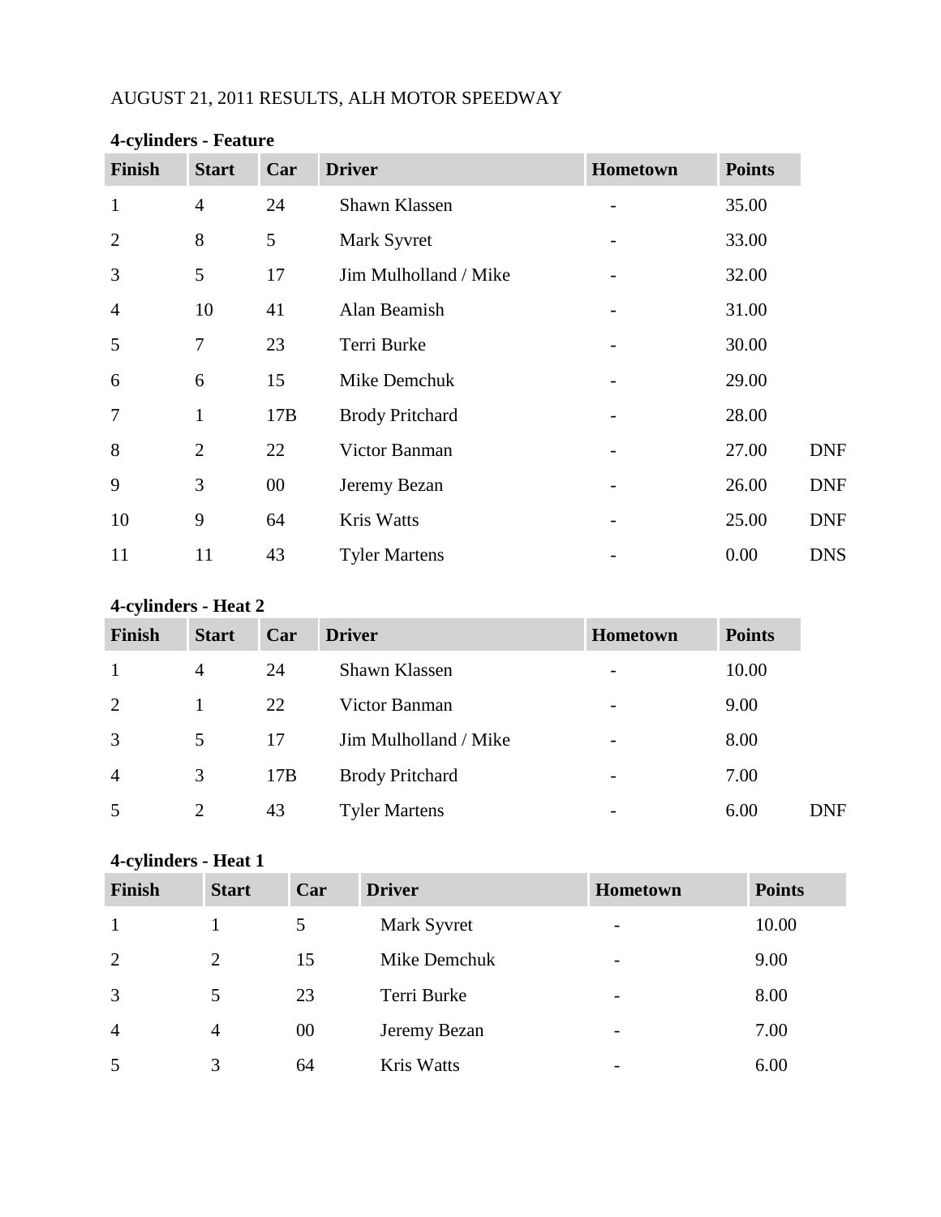AUGUST 21, 2011 RESULTS, ALH MOTOR SPEEDWAY

**4-cylinders - Feature**

| Finish | Start | Car | Driver | Hometown | Points | |
|---|---|---|---|---|---|---|
| 1 | 4 | 24 | Shawn Klassen | - | 35.00 | |
| 2 | 8 | 5 | Mark Syvret | - | 33.00 | |
| 3 | 5 | 17 | Jim Mulholland / Mike | - | 32.00 | |
| 4 | 10 | 41 | Alan Beamish | - | 31.00 | |
| 5 | 7 | 23 | Terri Burke | - | 30.00 | |
| 6 | 6 | 15 | Mike Demchuk | - | 29.00 | |
| 7 | 1 | 17B | Brody Pritchard | - | 28.00 | |
| 8 | 2 | 22 | Victor Banman | - | 27.00 | DNF |
| 9 | 3 | 00 | Jeremy Bezan | - | 26.00 | DNF |
| 10 | 9 | 64 | Kris Watts | - | 25.00 | DNF |
| 11 | 11 | 43 | Tyler Martens | - | 0.00 | DNS |

**4-cylinders - Heat 2**

| Finish | Start | Car | Driver | Hometown | Points | |
|---|---|---|---|---|---|---|
| 1 | 4 | 24 | Shawn Klassen | - | 10.00 | |
| 2 | 1 | 22 | Victor Banman | - | 9.00 | |
| 3 | 5 | 17 | Jim Mulholland / Mike | - | 8.00 | |
| 4 | 3 | 17B | Brody Pritchard | - | 7.00 | |
| 5 | 2 | 43 | Tyler Martens | - | 6.00 | DNF |

**4-cylinders - Heat 1**

| Finish | Start | Car | Driver | Hometown | Points |
|---|---|---|---|---|---|
| 1 | 1 | 5 | Mark Syvret | - | 10.00 |
| 2 | 2 | 15 | Mike Demchuk | - | 9.00 |
| 3 | 5 | 23 | Terri Burke | - | 8.00 |
| 4 | 4 | 00 | Jeremy Bezan | - | 7.00 |
| 5 | 3 | 64 | Kris Watts | - | 6.00 |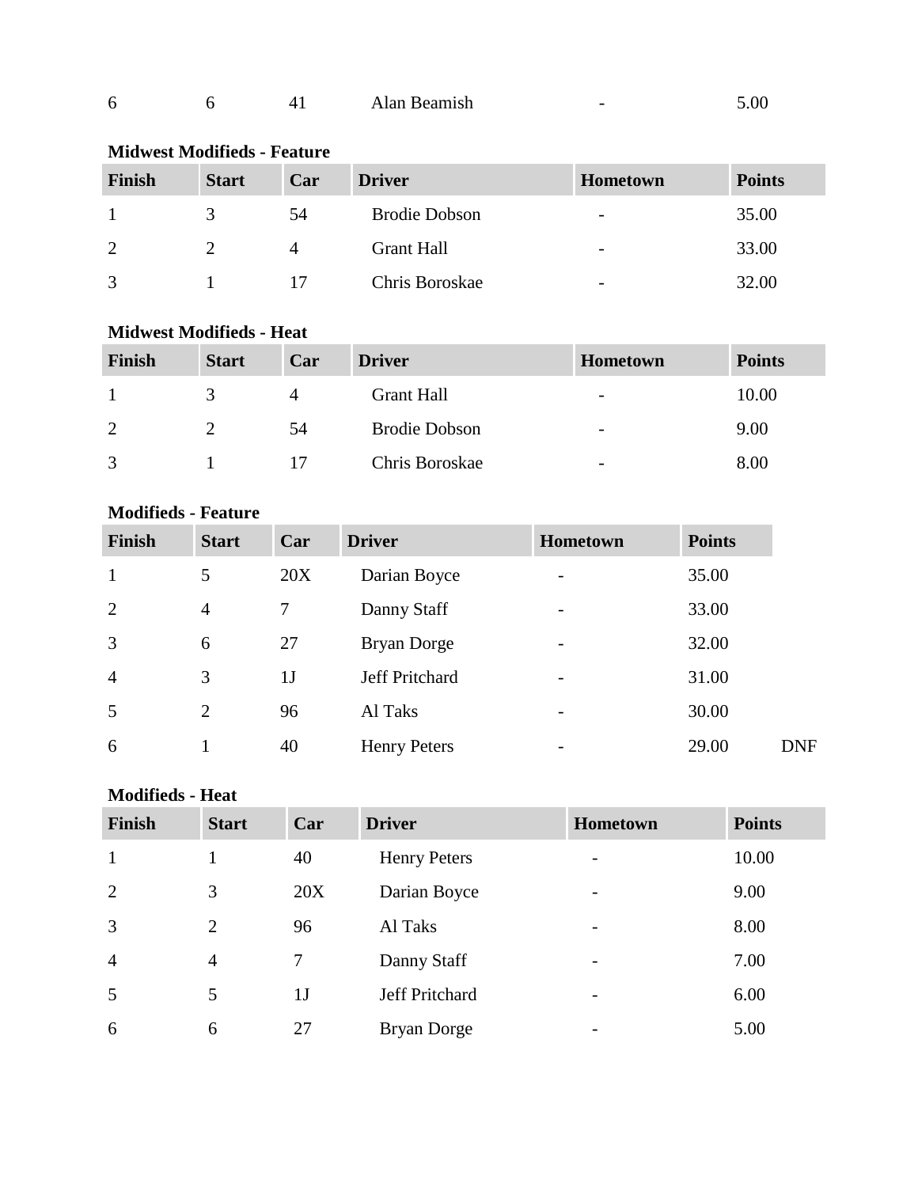| 6 | 6 | 41 | Alan Beamish | - | 5.00 |
|---|---|---|---|---|---|

**Midwest Modifieds - Feature**

| Finish | Start | Car | Driver | Hometown | Points |
|---|---|---|---|---|---|
| 1 | 3 | 54 | Brodie Dobson | - | 35.00 |
| 2 | 2 | 4 | Grant Hall | - | 33.00 |
| 3 | 1 | 17 | Chris Boroskae | - | 32.00 |

**Midwest Modifieds - Heat**

| Finish | Start | Car | Driver | Hometown | Points |
|---|---|---|---|---|---|
| 1 | 3 | 4 | Grant Hall | - | 10.00 |
| 2 | 2 | 54 | Brodie Dobson | - | 9.00 |
| 3 | 1 | 17 | Chris Boroskae | - | 8.00 |

**Modifieds - Feature**

| Finish | Start | Car | Driver | Hometown | Points | |
|---|---|---|---|---|---|---|
| 1 | 5 | 20X | Darian Boyce | - | 35.00 | |
| 2 | 4 | 7 | Danny Staff | - | 33.00 | |
| 3 | 6 | 27 | Bryan Dorge | - | 32.00 | |
| 4 | 3 | 1J | Jeff Pritchard | - | 31.00 | |
| 5 | 2 | 96 | Al Taks | - | 30.00 | |
| 6 | 1 | 40 | Henry Peters | - | 29.00 | DNF |

**Modifieds - Heat**

| Finish | Start | Car | Driver | Hometown | Points |
|---|---|---|---|---|---|
| 1 | 1 | 40 | Henry Peters | - | 10.00 |
| 2 | 3 | 20X | Darian Boyce | - | 9.00 |
| 3 | 2 | 96 | Al Taks | - | 8.00 |
| 4 | 4 | 7 | Danny Staff | - | 7.00 |
| 5 | 5 | 1J | Jeff Pritchard | - | 6.00 |
| 6 | 6 | 27 | Bryan Dorge | - | 5.00 |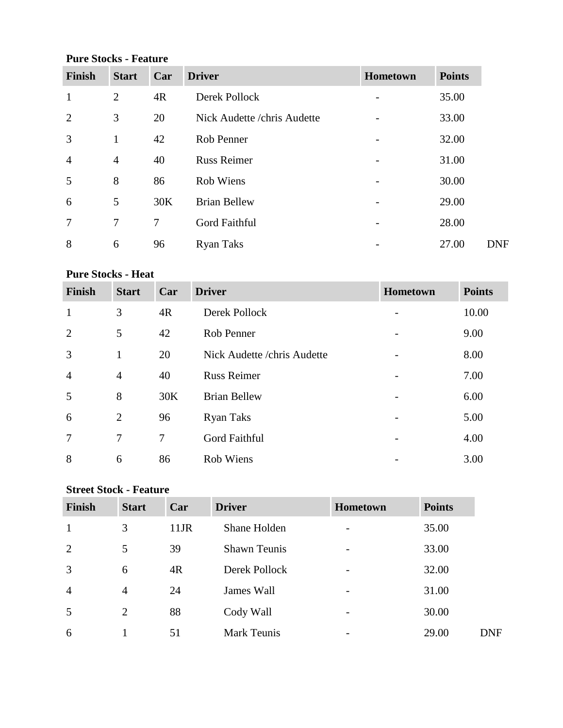**Pure Stocks - Feature**

| Finish | Start | Car | Driver | Hometown | Points | |
|---|---|---|---|---|---|---|
| 1 | 2 | 4R | Derek Pollock | - | 35.00 | |
| 2 | 3 | 20 | Nick Audette /chris Audette | - | 33.00 | |
| 3 | 1 | 42 | Rob Penner | - | 32.00 | |
| 4 | 4 | 40 | Russ Reimer | - | 31.00 | |
| 5 | 8 | 86 | Rob Wiens | - | 30.00 | |
| 6 | 5 | 30K | Brian Bellew | - | 29.00 | |
| 7 | 7 | 7 | Gord Faithful | - | 28.00 | |
| 8 | 6 | 96 | Ryan Taks | - | 27.00 | DNF |

**Pure Stocks - Heat**

| Finish | Start | Car | Driver | Hometown | Points |
|---|---|---|---|---|---|
| 1 | 3 | 4R | Derek Pollock | - | 10.00 |
| 2 | 5 | 42 | Rob Penner | - | 9.00 |
| 3 | 1 | 20 | Nick Audette /chris Audette | - | 8.00 |
| 4 | 4 | 40 | Russ Reimer | - | 7.00 |
| 5 | 8 | 30K | Brian Bellew | - | 6.00 |
| 6 | 2 | 96 | Ryan Taks | - | 5.00 |
| 7 | 7 | 7 | Gord Faithful | - | 4.00 |
| 8 | 6 | 86 | Rob Wiens | - | 3.00 |

**Street Stock - Feature**

| Finish | Start | Car | Driver | Hometown | Points | |
|---|---|---|---|---|---|---|
| 1 | 3 | 11JR | Shane Holden | - | 35.00 | |
| 2 | 5 | 39 | Shawn Teunis | - | 33.00 | |
| 3 | 6 | 4R | Derek Pollock | - | 32.00 | |
| 4 | 4 | 24 | James Wall | - | 31.00 | |
| 5 | 2 | 88 | Cody Wall | - | 30.00 | |
| 6 | 1 | 51 | Mark Teunis | - | 29.00 | DNF |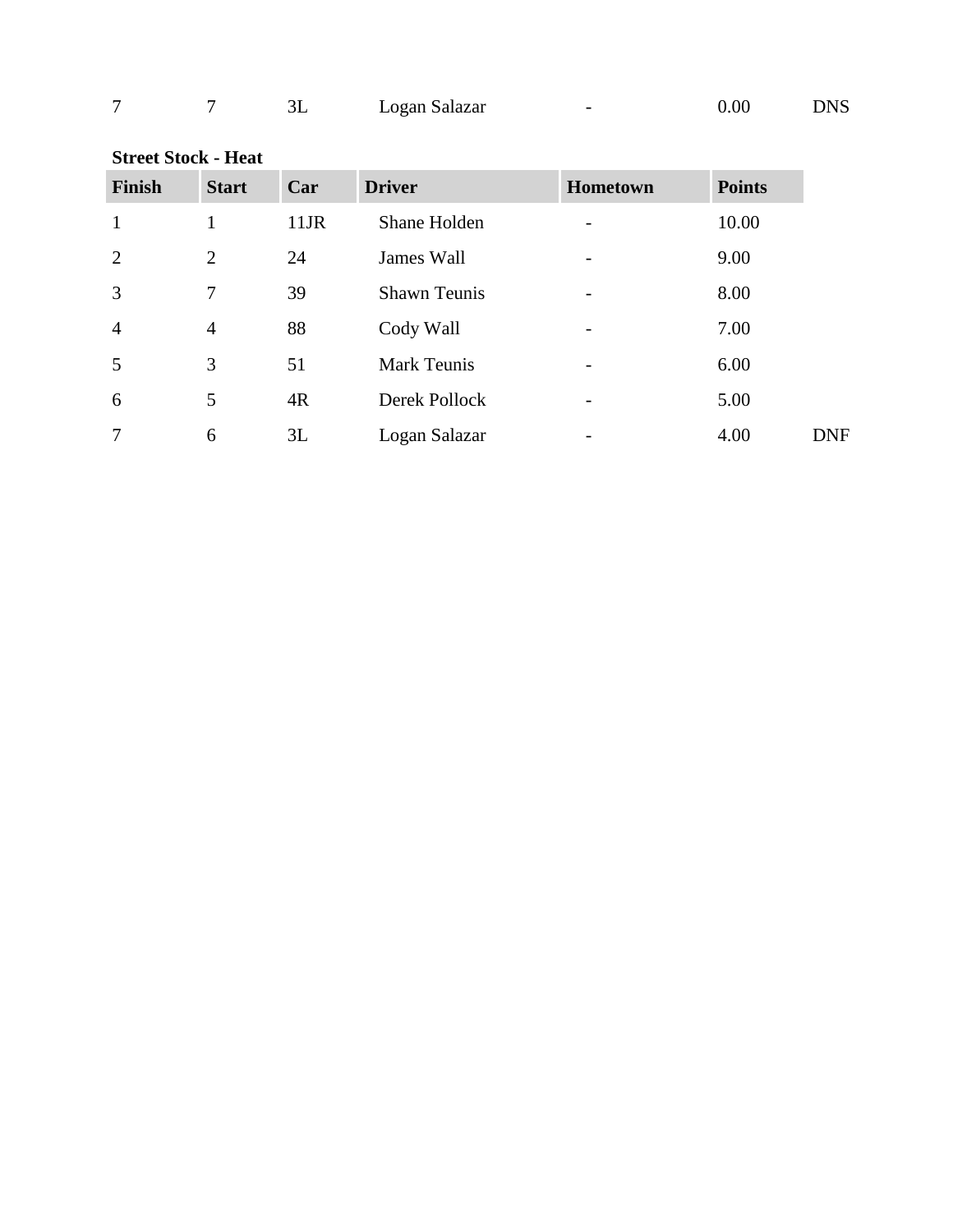| | | | | | | |
|---|---|---|---|---|---|---|
| 7 | 7 | 3L | Logan Salazar | - | 0.00 | DNS |

**Street Stock - Heat**

| Finish | Start | Car | Driver | Hometown | Points | |
|---|---|---|---|---|---|---|
| 1 | 1 | 11JR | Shane Holden | - | 10.00 | |
| 2 | 2 | 24 | James Wall | - | 9.00 | |
| 3 | 7 | 39 | Shawn Teunis | - | 8.00 | |
| 4 | 4 | 88 | Cody Wall | - | 7.00 | |
| 5 | 3 | 51 | Mark Teunis | - | 6.00 | |
| 6 | 5 | 4R | Derek Pollock | - | 5.00 | |
| 7 | 6 | 3L | Logan Salazar | - | 4.00 | DNF |